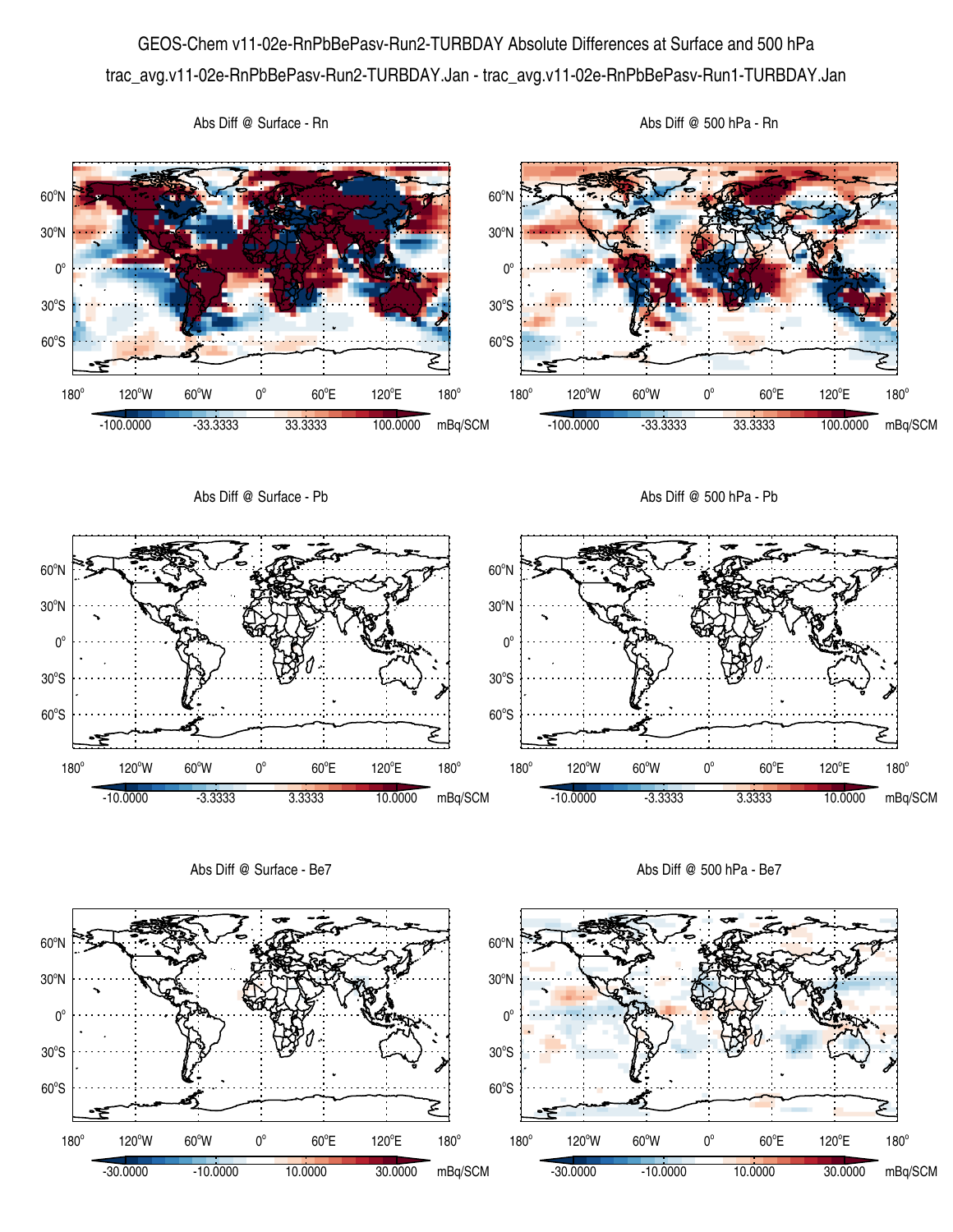# GEOS-Chem v11-02e-RnPbBePasv-Run2-TURBDAY Absolute Differences at Surface and 500 hPa

trac_avg.v11-02e-RnPbBePasv-Run2-TURBDAY.Jan - trac_avg.v11-02e-RnPbBePasv-Run1-TURBDAY.Jan

Abs Diff @ Surface - Rn

Abs Diff @ 500 hPa - Rn

Abs Diff @ Surface - Pb

Abs Diff @ 500 hPa - Pb

Abs Diff @ Surface - Be7

Abs Diff @ 500 hPa - Be7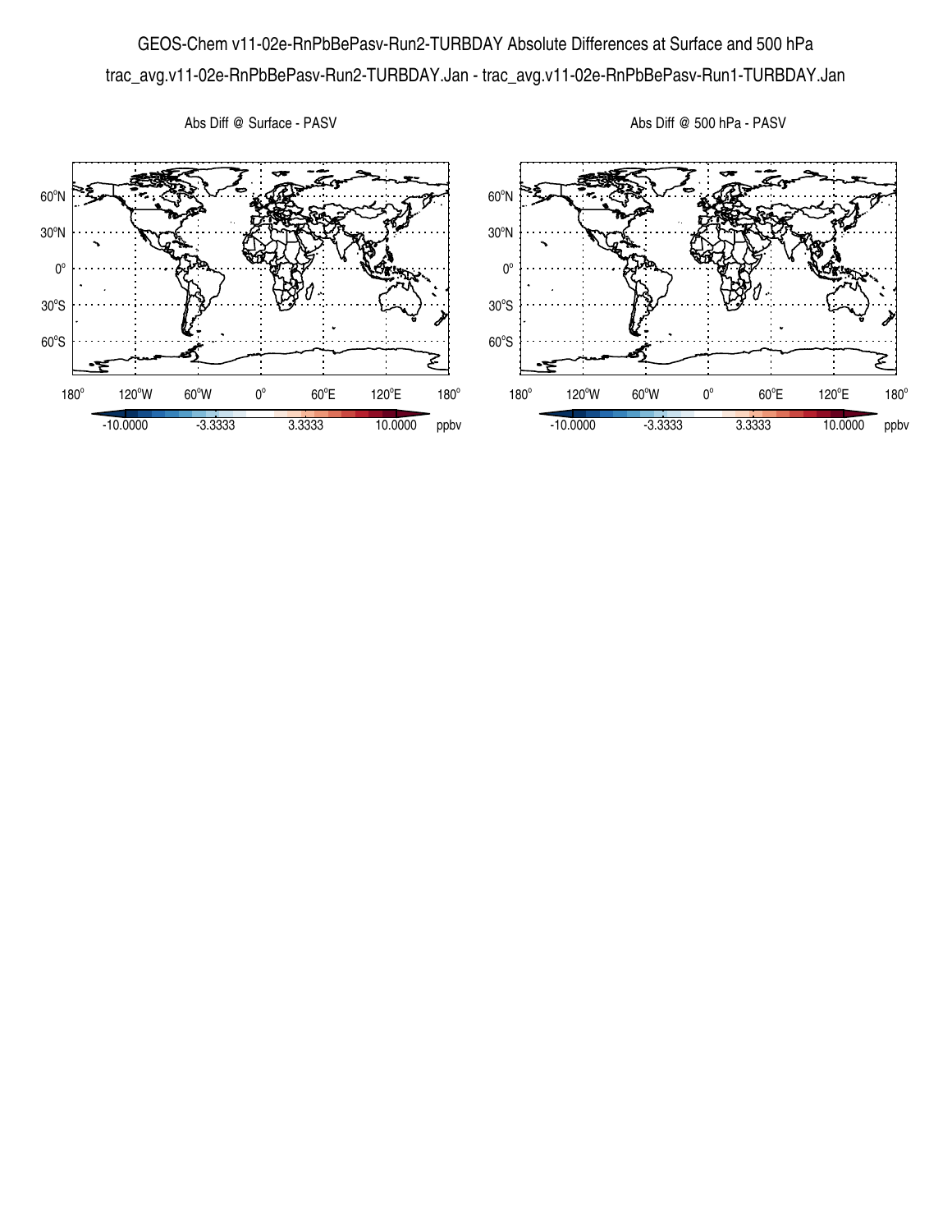GEOS-Chem v11-02e-RnPbBePasv-Run2-TURBDAY Absolute Differences at Surface and 500 hPa

trac_avg.v11-02e-RnPbBePasv-Run2-TURBDAY.Jan - trac_avg.v11-02e-RnPbBePasv-Run1-TURBDAY.Jan

Abs Diff @ Surface - PASV

60°N
30°N
0°
30°S
60°S

180° 120°W 60°W 0° 60°E 120°E 180°

-10.0000 -3.3333 3.3333 10.0000 ppbv

Abs Diff @ 500 hPa - PASV

60°N
30°N
0°
30°S
60°S

180° 120°W 60°W 0° 60°E 120°E 180°

-10.0000 -3.3333 3.3333 10.0000 ppbv